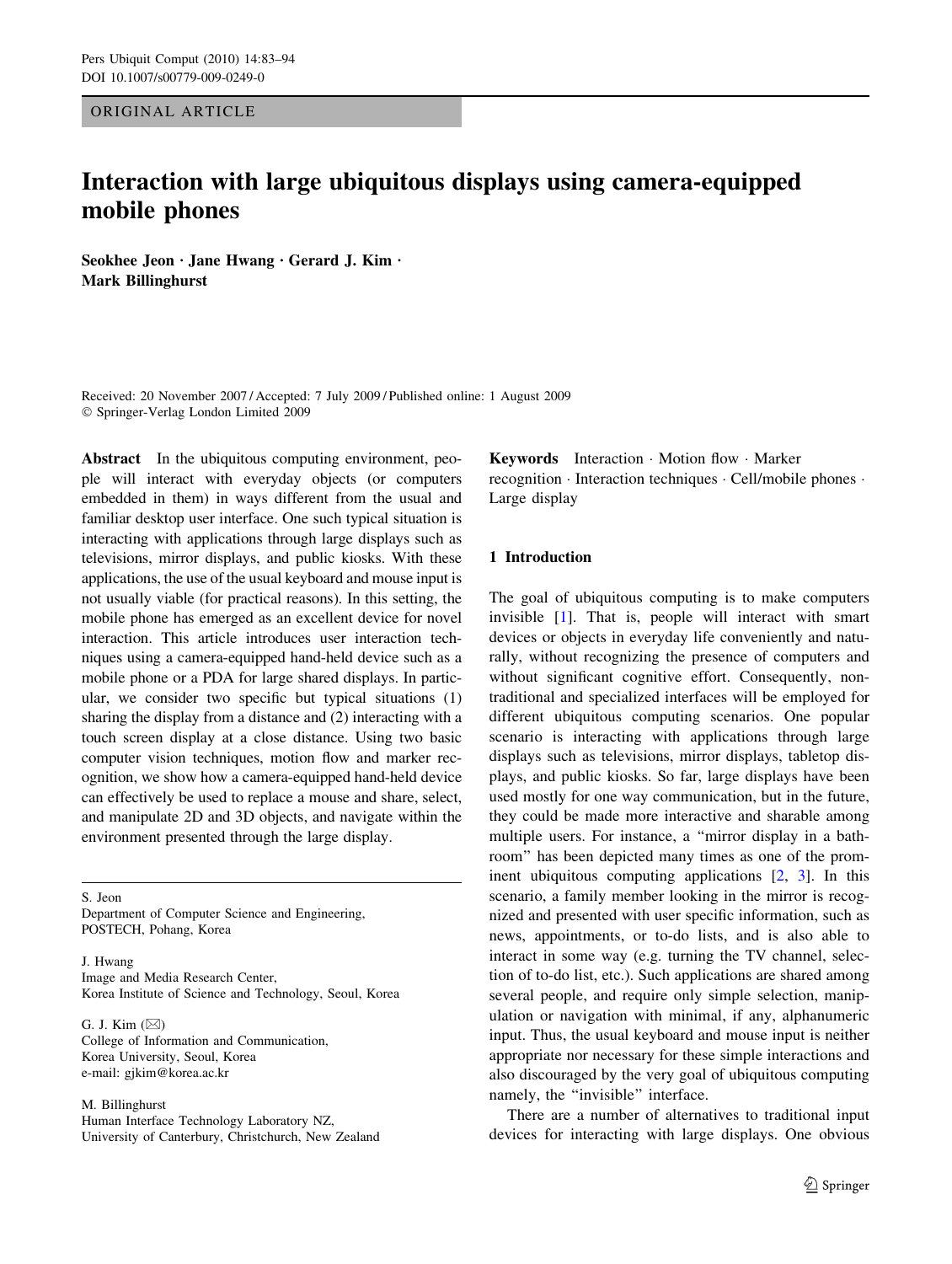ORIGINAL ARTICLE

# Interaction with large ubiquitous displays using camera-equipped mobile phones

**Seokhee Jeon · Jane Hwang · Gerard J. Kim · Mark Billinghurst**

Received: 20 November 2007 / Accepted: 7 July 2009 / Published online: 1 August 2009
© Springer-Verlag London Limited 2009

**Abstract** In the ubiquitous computing environment, people will interact with everyday objects (or computers embedded in them) in ways different from the usual and familiar desktop user interface. One such typical situation is interacting with applications through large displays such as televisions, mirror displays, and public kiosks. With these applications, the use of the usual keyboard and mouse input is not usually viable (for practical reasons). In this setting, the mobile phone has emerged as an excellent device for novel interaction. This article introduces user interaction techniques using a camera-equipped hand-held device such as a mobile phone or a PDA for large shared displays. In particular, we consider two specific but typical situations (1) sharing the display from a distance and (2) interacting with a touch screen display at a close distance. Using two basic computer vision techniques, motion flow and marker recognition, we show how a camera-equipped hand-held device can effectively be used to replace a mouse and share, select, and manipulate 2D and 3D objects, and navigate within the environment presented through the large display.

S. Jeon
Department of Computer Science and Engineering, POSTECH, Pohang, Korea

J. Hwang
Image and Media Research Center, Korea Institute of Science and Technology, Seoul, Korea

G. J. Kim (✉)
College of Information and Communication, Korea University, Seoul, Korea
e-mail: gjkim@korea.ac.kr

M. Billinghurst
Human Interface Technology Laboratory NZ, University of Canterbury, Christchurch, New Zealand

**Keywords** Interaction · Motion flow · Marker recognition · Interaction techniques · Cell/mobile phones · Large display

## 1 Introduction

The goal of ubiquitous computing is to make computers invisible [1]. That is, people will interact with smart devices or objects in everyday life conveniently and naturally, without recognizing the presence of computers and without significant cognitive effort. Consequently, non-traditional and specialized interfaces will be employed for different ubiquitous computing scenarios. One popular scenario is interacting with applications through large displays such as televisions, mirror displays, tabletop displays, and public kiosks. So far, large displays have been used mostly for one way communication, but in the future, they could be made more interactive and sharable among multiple users. For instance, a "mirror display in a bathroom" has been depicted many times as one of the prominent ubiquitous computing applications [2, 3]. In this scenario, a family member looking in the mirror is recognized and presented with user specific information, such as news, appointments, or to-do lists, and is also able to interact in some way (e.g. turning the TV channel, selection of to-do list, etc.). Such applications are shared among several people, and require only simple selection, manipulation or navigation with minimal, if any, alphanumeric input. Thus, the usual keyboard and mouse input is neither appropriate nor necessary for these simple interactions and also discouraged by the very goal of ubiquitous computing namely, the "invisible" interface.

There are a number of alternatives to traditional input devices for interacting with large displays. One obvious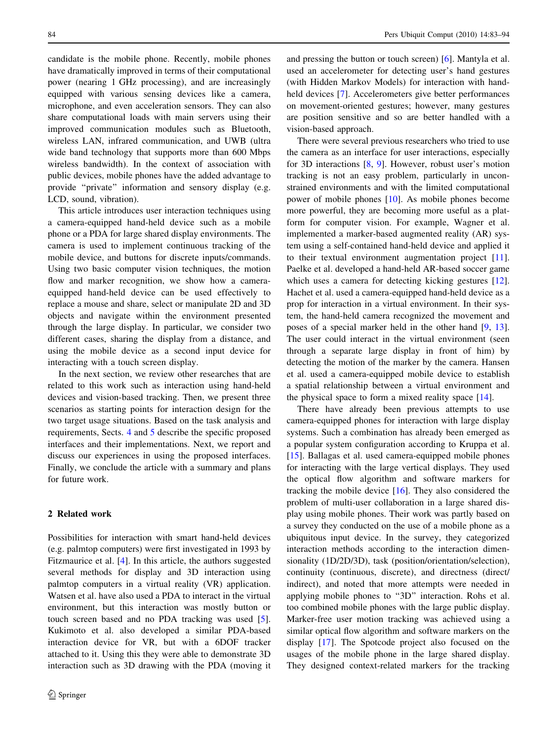candidate is the mobile phone. Recently, mobile phones have dramatically improved in terms of their computational power (nearing 1 GHz processing), and are increasingly equipped with various sensing devices like a camera, microphone, and even acceleration sensors. They can also share computational loads with main servers using their improved communication modules such as Bluetooth, wireless LAN, infrared communication, and UWB (ultra wide band technology that supports more than 600 Mbps wireless bandwidth). In the context of association with public devices, mobile phones have the added advantage to provide "private" information and sensory display (e.g. LCD, sound, vibration).

This article introduces user interaction techniques using a camera-equipped hand-held device such as a mobile phone or a PDA for large shared display environments. The camera is used to implement continuous tracking of the mobile device, and buttons for discrete inputs/commands. Using two basic computer vision techniques, the motion flow and marker recognition, we show how a camera-equipped hand-held device can be used effectively to replace a mouse and share, select or manipulate 2D and 3D objects and navigate within the environment presented through the large display. In particular, we consider two different cases, sharing the display from a distance, and using the mobile device as a second input device for interacting with a touch screen display.

In the next section, we review other researches that are related to this work such as interaction using hand-held devices and vision-based tracking. Then, we present three scenarios as starting points for interaction design for the two target usage situations. Based on the task analysis and requirements, Sects. 4 and 5 describe the specific proposed interfaces and their implementations. Next, we report and discuss our experiences in using the proposed interfaces. Finally, we conclude the article with a summary and plans for future work.

## 2 Related work

Possibilities for interaction with smart hand-held devices (e.g. palmtop computers) were first investigated in 1993 by Fitzmaurice et al. [4]. In this article, the authors suggested several methods for display and 3D interaction using palmtop computers in a virtual reality (VR) application. Watsen et al. have also used a PDA to interact in the virtual environment, but this interaction was mostly button or touch screen based and no PDA tracking was used [5]. Kukimoto et al. also developed a similar PDA-based interaction device for VR, but with a 6DOF tracker attached to it. Using this they were able to demonstrate 3D interaction such as 3D drawing with the PDA (moving it and pressing the button or touch screen) [6]. Mantyla et al. used an accelerometer for detecting user's hand gestures (with Hidden Markov Models) for interaction with hand-held devices [7]. Accelerometers give better performances on movement-oriented gestures; however, many gestures are position sensitive and so are better handled with a vision-based approach.

There were several previous researchers who tried to use the camera as an interface for user interactions, especially for 3D interactions [8, 9]. However, robust user's motion tracking is not an easy problem, particularly in unconstrained environments and with the limited computational power of mobile phones [10]. As mobile phones become more powerful, they are becoming more useful as a platform for computer vision. For example, Wagner et al. implemented a marker-based augmented reality (AR) system using a self-contained hand-held device and applied it to their textual environment augmentation project [11]. Paelke et al. developed a hand-held AR-based soccer game which uses a camera for detecting kicking gestures [12]. Hachet et al. used a camera-equipped hand-held device as a prop for interaction in a virtual environment. In their system, the hand-held camera recognized the movement and poses of a special marker held in the other hand [9, 13]. The user could interact in the virtual environment (seen through a separate large display in front of him) by detecting the motion of the marker by the camera. Hansen et al. used a camera-equipped mobile device to establish a spatial relationship between a virtual environment and the physical space to form a mixed reality space [14].

There have already been previous attempts to use camera-equipped phones for interaction with large display systems. Such a combination has already been emerged as a popular system configuration according to Kruppa et al. [15]. Ballagas et al. used camera-equipped mobile phones for interacting with the large vertical displays. They used the optical flow algorithm and software markers for tracking the mobile device [16]. They also considered the problem of multi-user collaboration in a large shared display using mobile phones. Their work was partly based on a survey they conducted on the use of a mobile phone as a ubiquitous input device. In the survey, they categorized interaction methods according to the interaction dimensionality (1D/2D/3D), task (position/orientation/selection), continuity (continuous, discrete), and directness (direct/indirect), and noted that more attempts were needed in applying mobile phones to "3D" interaction. Rohs et al. too combined mobile phones with the large public display. Marker-free user motion tracking was achieved using a similar optical flow algorithm and software markers on the display [17]. The Spotcode project also focused on the usages of the mobile phone in the large shared display. They designed context-related markers for the tracking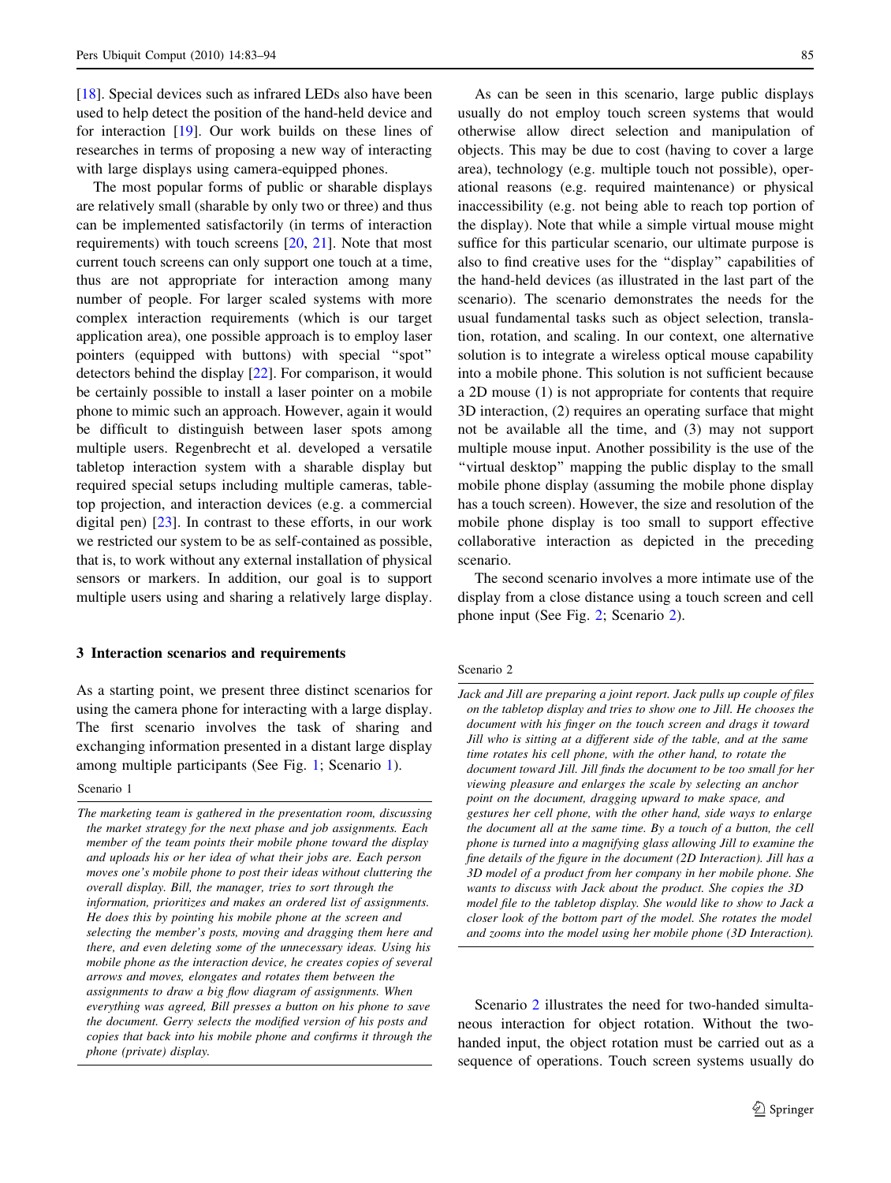[18]. Special devices such as infrared LEDs also have been used to help detect the position of the hand-held device and for interaction [19]. Our work builds on these lines of researches in terms of proposing a new way of interacting with large displays using camera-equipped phones.

The most popular forms of public or sharable displays are relatively small (sharable by only two or three) and thus can be implemented satisfactorily (in terms of interaction requirements) with touch screens [20, 21]. Note that most current touch screens can only support one touch at a time, thus are not appropriate for interaction among many number of people. For larger scaled systems with more complex interaction requirements (which is our target application area), one possible approach is to employ laser pointers (equipped with buttons) with special "spot" detectors behind the display [22]. For comparison, it would be certainly possible to install a laser pointer on a mobile phone to mimic such an approach. However, again it would be difficult to distinguish between laser spots among multiple users. Regenbrecht et al. developed a versatile tabletop interaction system with a sharable display but required special setups including multiple cameras, tabletop projection, and interaction devices (e.g. a commercial digital pen) [23]. In contrast to these efforts, in our work we restricted our system to be as self-contained as possible, that is, to work without any external installation of physical sensors or markers. In addition, our goal is to support multiple users using and sharing a relatively large display.

## 3 Interaction scenarios and requirements

As a starting point, we present three distinct scenarios for using the camera phone for interacting with a large display. The first scenario involves the task of sharing and exchanging information presented in a distant large display among multiple participants (See Fig. 1; Scenario 1).

Scenario 1

*The marketing team is gathered in the presentation room, discussing the market strategy for the next phase and job assignments. Each member of the team points their mobile phone toward the display and uploads his or her idea of what their jobs are. Each person moves one's mobile phone to post their ideas without cluttering the overall display. Bill, the manager, tries to sort through the information, prioritizes and makes an ordered list of assignments. He does this by pointing his mobile phone at the screen and selecting the member's posts, moving and dragging them here and there, and even deleting some of the unnecessary ideas. Using his mobile phone as the interaction device, he creates copies of several arrows and moves, elongates and rotates them between the assignments to draw a big flow diagram of assignments. When everything was agreed, Bill presses a button on his phone to save the document. Gerry selects the modified version of his posts and copies that back into his mobile phone and confirms it through the phone (private) display.*

As can be seen in this scenario, large public displays usually do not employ touch screen systems that would otherwise allow direct selection and manipulation of objects. This may be due to cost (having to cover a large area), technology (e.g. multiple touch not possible), operational reasons (e.g. required maintenance) or physical inaccessibility (e.g. not being able to reach top portion of the display). Note that while a simple virtual mouse might suffice for this particular scenario, our ultimate purpose is also to find creative uses for the "display" capabilities of the hand-held devices (as illustrated in the last part of the scenario). The scenario demonstrates the needs for the usual fundamental tasks such as object selection, translation, rotation, and scaling. In our context, one alternative solution is to integrate a wireless optical mouse capability into a mobile phone. This solution is not sufficient because a 2D mouse (1) is not appropriate for contents that require 3D interaction, (2) requires an operating surface that might not be available all the time, and (3) may not support multiple mouse input. Another possibility is the use of the "virtual desktop" mapping the public display to the small mobile phone display (assuming the mobile phone display has a touch screen). However, the size and resolution of the mobile phone display is too small to support effective collaborative interaction as depicted in the preceding scenario.

The second scenario involves a more intimate use of the display from a close distance using a touch screen and cell phone input (See Fig. 2; Scenario 2).

Scenario 2

*Jack and Jill are preparing a joint report. Jack pulls up couple of files on the tabletop display and tries to show one to Jill. He chooses the document with his finger on the touch screen and drags it toward Jill who is sitting at a different side of the table, and at the same time rotates his cell phone, with the other hand, to rotate the document toward Jill. Jill finds the document to be too small for her viewing pleasure and enlarges the scale by selecting an anchor point on the document, dragging upward to make space, and gestures her cell phone, with the other hand, side ways to enlarge the document all at the same time. By a touch of a button, the cell phone is turned into a magnifying glass allowing Jill to examine the fine details of the figure in the document (2D Interaction). Jill has a 3D model of a product from her company in her mobile phone. She wants to discuss with Jack about the product. She copies the 3D model file to the tabletop display. She would like to show to Jack a closer look of the bottom part of the model. She rotates the model and zooms into the model using her mobile phone (3D Interaction).*

Scenario 2 illustrates the need for two-handed simultaneous interaction for object rotation. Without the two-handed input, the object rotation must be carried out as a sequence of operations. Touch screen systems usually do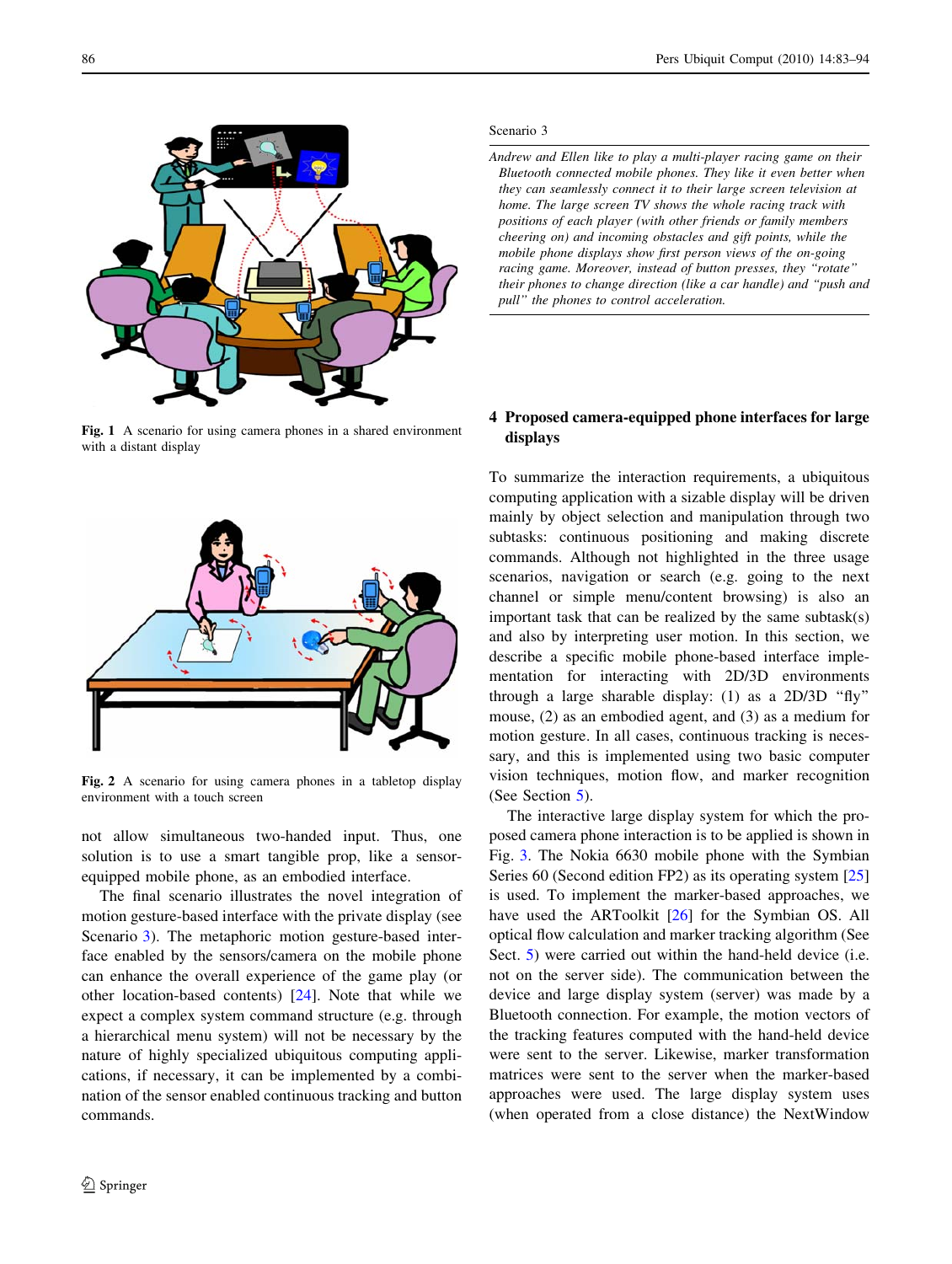Fig. 1 A scenario for using camera phones in a shared environment with a distant display

Fig. 2 A scenario for using camera phones in a tabletop display environment with a touch screen

not allow simultaneous two-handed input. Thus, one solution is to use a smart tangible prop, like a sensor-equipped mobile phone, as an embodied interface.

The final scenario illustrates the novel integration of motion gesture-based interface with the private display (see Scenario 3). The metaphoric motion gesture-based interface enabled by the sensors/camera on the mobile phone can enhance the overall experience of the game play (or other location-based contents) [24]. Note that while we expect a complex system command structure (e.g. through a hierarchical menu system) will not be necessary by the nature of highly specialized ubiquitous computing applications, if necessary, it can be implemented by a combination of the sensor enabled continuous tracking and button commands.

Scenario 3

*Andrew and Ellen like to play a multi-player racing game on their Bluetooth connected mobile phones. They like it even better when they can seamlessly connect it to their large screen television at home. The large screen TV shows the whole racing track with positions of each player (with other friends or family members cheering on) and incoming obstacles and gift points, while the mobile phone displays show first person views of the on-going racing game. Moreover, instead of button presses, they "rotate" their phones to change direction (like a car handle) and "push and pull" the phones to control acceleration.*

## 4 Proposed camera-equipped phone interfaces for large displays

To summarize the interaction requirements, a ubiquitous computing application with a sizable display will be driven mainly by object selection and manipulation through two subtasks: continuous positioning and making discrete commands. Although not highlighted in the three usage scenarios, navigation or search (e.g. going to the next channel or simple menu/content browsing) is also an important task that can be realized by the same subtask(s) and also by interpreting user motion. In this section, we describe a specific mobile phone-based interface implementation for interacting with 2D/3D environments through a large sharable display: (1) as a 2D/3D "fly" mouse, (2) as an embodied agent, and (3) as a medium for motion gesture. In all cases, continuous tracking is necessary, and this is implemented using two basic computer vision techniques, motion flow, and marker recognition (See Section 5).

The interactive large display system for which the proposed camera phone interaction is to be applied is shown in Fig. 3. The Nokia 6630 mobile phone with the Symbian Series 60 (Second edition FP2) as its operating system [25] is used. To implement the marker-based approaches, we have used the ARToolkit [26] for the Symbian OS. All optical flow calculation and marker tracking algorithm (See Sect. 5) were carried out within the hand-held device (i.e. not on the server side). The communication between the device and large display system (server) was made by a Bluetooth connection. For example, the motion vectors of the tracking features computed with the hand-held device were sent to the server. Likewise, marker transformation matrices were sent to the server when the marker-based approaches were used. The large display system uses (when operated from a close distance) the NextWindow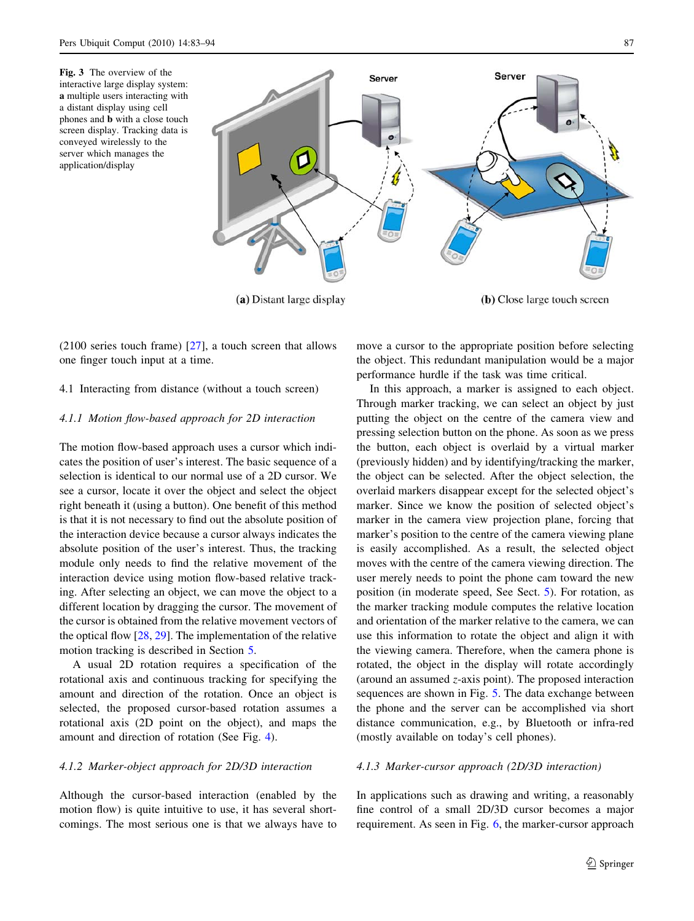**Fig. 3** The overview of the interactive large display system: **a** multiple users interacting with a distant display using cell phones and **b** with a close touch screen display. Tracking data is conveyed wirelessly to the server which manages the application/display

**(a)** Distant large display

**(b)** Close large touch screen

(2100 series touch frame) [27], a touch screen that allows one finger touch input at a time.

### 4.1 Interacting from distance (without a touch screen)

#### *4.1.1 Motion flow-based approach for 2D interaction*

The motion flow-based approach uses a cursor which indicates the position of user's interest. The basic sequence of a selection is identical to our normal use of a 2D cursor. We see a cursor, locate it over the object and select the object right beneath it (using a button). One benefit of this method is that it is not necessary to find out the absolute position of the interaction device because a cursor always indicates the absolute position of the user's interest. Thus, the tracking module only needs to find the relative movement of the interaction device using motion flow-based relative tracking. After selecting an object, we can move the object to a different location by dragging the cursor. The movement of the cursor is obtained from the relative movement vectors of the optical flow [28, 29]. The implementation of the relative motion tracking is described in Section 5.

A usual 2D rotation requires a specification of the rotational axis and continuous tracking for specifying the amount and direction of the rotation. Once an object is selected, the proposed cursor-based rotation assumes a rotational axis (2D point on the object), and maps the amount and direction of rotation (See Fig. 4).

#### *4.1.2 Marker-object approach for 2D/3D interaction*

Although the cursor-based interaction (enabled by the motion flow) is quite intuitive to use, it has several shortcomings. The most serious one is that we always have to move a cursor to the appropriate position before selecting the object. This redundant manipulation would be a major performance hurdle if the task was time critical.

In this approach, a marker is assigned to each object. Through marker tracking, we can select an object by just putting the object on the centre of the camera view and pressing selection button on the phone. As soon as we press the button, each object is overlaid by a virtual marker (previously hidden) and by identifying/tracking the marker, the object can be selected. After the object selection, the overlaid markers disappear except for the selected object's marker. Since we know the position of selected object's marker in the camera view projection plane, forcing that marker's position to the centre of the camera viewing plane is easily accomplished. As a result, the selected object moves with the centre of the camera viewing direction. The user merely needs to point the phone cam toward the new position (in moderate speed, See Sect. 5). For rotation, as the marker tracking module computes the relative location and orientation of the marker relative to the camera, we can use this information to rotate the object and align it with the viewing camera. Therefore, when the camera phone is rotated, the object in the display will rotate accordingly (around an assumed $z$-axis point). The proposed interaction sequences are shown in Fig. 5. The data exchange between the phone and the server can be accomplished via short distance communication, e.g., by Bluetooth or infra-red (mostly available on today's cell phones).

#### *4.1.3 Marker-cursor approach (2D/3D interaction)*

In applications such as drawing and writing, a reasonably fine control of a small 2D/3D cursor becomes a major requirement. As seen in Fig. 6, the marker-cursor approach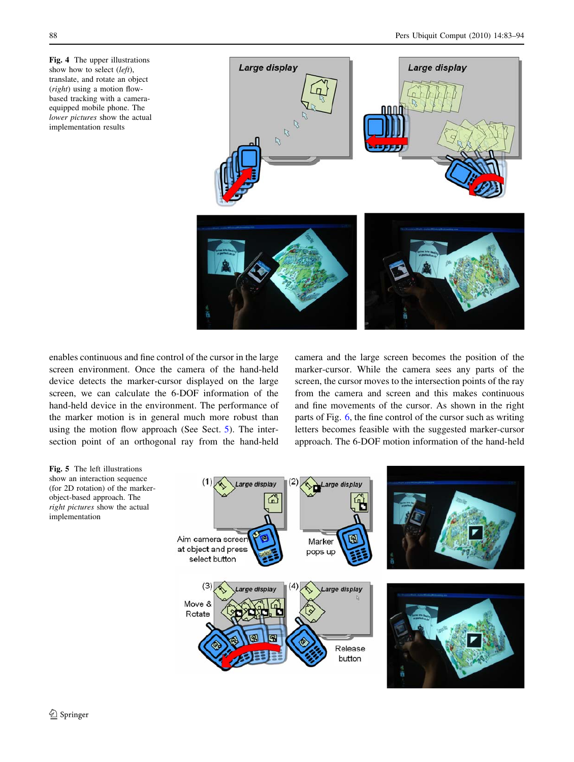**Fig. 4** The upper illustrations show how to select (*left*), translate, and rotate an object (*right*) using a motion flow-based tracking with a camera-equipped mobile phone. The *lower pictures* show the actual implementation results

enables continuous and fine control of the cursor in the large screen environment. Once the camera of the hand-held device detects the marker-cursor displayed on the large screen, we can calculate the 6-DOF information of the hand-held device in the environment. The performance of the marker motion is in general much more robust than using the motion flow approach (See Sect. 5). The intersection point of an orthogonal ray from the hand-held camera and the large screen becomes the position of the marker-cursor. While the camera sees any parts of the screen, the cursor moves to the intersection points of the ray from the camera and screen and this makes continuous and fine movements of the cursor. As shown in the right parts of Fig. 6, the fine control of the cursor such as writing letters becomes feasible with the suggested marker-cursor approach. The 6-DOF motion information of the hand-held

**Fig. 5** The left illustrations show an interaction sequence (for 2D rotation) of the marker-object-based approach. The *right pictures* show the actual implementation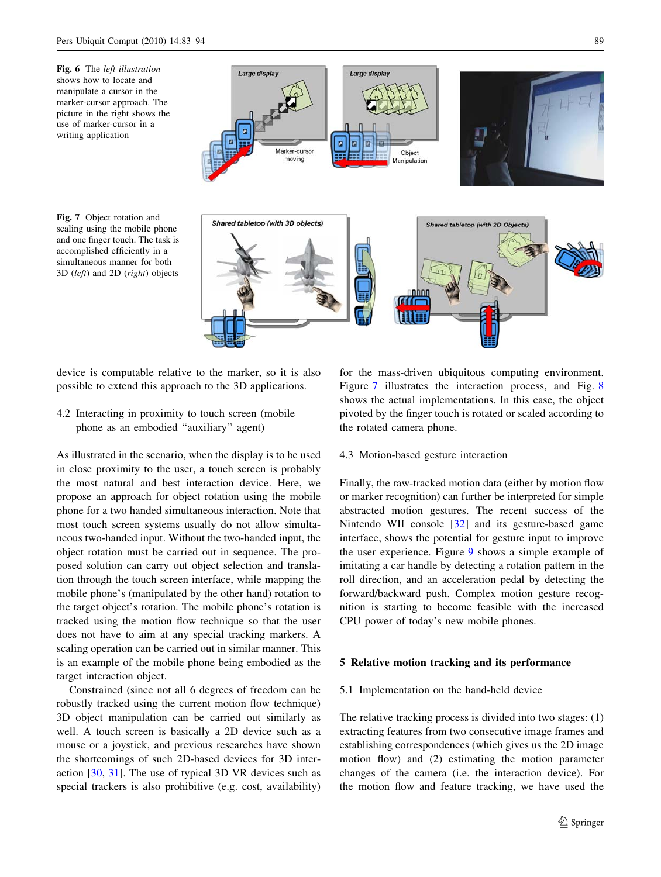**Fig. 6** The *left illustration* shows how to locate and manipulate a cursor in the marker-cursor approach. The picture in the right shows the use of marker-cursor in a writing application

**Fig. 7** Object rotation and scaling using the mobile phone and one finger touch. The task is accomplished efficiently in a simultaneous manner for both 3D (*left*) and 2D (*right*) objects

device is computable relative to the marker, so it is also possible to extend this approach to the 3D applications.

### 4.2 Interacting in proximity to touch screen (mobile phone as an embodied "auxiliary" agent)

As illustrated in the scenario, when the display is to be used in close proximity to the user, a touch screen is probably the most natural and best interaction device. Here, we propose an approach for object rotation using the mobile phone for a two handed simultaneous interaction. Note that most touch screen systems usually do not allow simultaneous two-handed input. Without the two-handed input, the object rotation must be carried out in sequence. The proposed solution can carry out object selection and translation through the touch screen interface, while mapping the mobile phone's (manipulated by the other hand) rotation to the target object's rotation. The mobile phone's rotation is tracked using the motion flow technique so that the user does not have to aim at any special tracking markers. A scaling operation can be carried out in similar manner. This is an example of the mobile phone being embodied as the target interaction object.

Constrained (since not all 6 degrees of freedom can be robustly tracked using the current motion flow technique) 3D object manipulation can be carried out similarly as well. A touch screen is basically a 2D device such as a mouse or a joystick, and previous researches have shown the shortcomings of such 2D-based devices for 3D interaction [30, 31]. The use of typical 3D VR devices such as special trackers is also prohibitive (e.g. cost, availability) for the mass-driven ubiquitous computing environment. Figure 7 illustrates the interaction process, and Fig. 8 shows the actual implementations. In this case, the object pivoted by the finger touch is rotated or scaled according to the rotated camera phone.

### 4.3 Motion-based gesture interaction

Finally, the raw-tracked motion data (either by motion flow or marker recognition) can further be interpreted for simple abstracted motion gestures. The recent success of the Nintendo WII console [32] and its gesture-based game interface, shows the potential for gesture input to improve the user experience. Figure 9 shows a simple example of imitating a car handle by detecting a rotation pattern in the roll direction, and an acceleration pedal by detecting the forward/backward push. Complex motion gesture recognition is starting to become feasible with the increased CPU power of today's new mobile phones.

## 5 Relative motion tracking and its performance

### 5.1 Implementation on the hand-held device

The relative tracking process is divided into two stages: (1) extracting features from two consecutive image frames and establishing correspondences (which gives us the 2D image motion flow) and (2) estimating the motion parameter changes of the camera (i.e. the interaction device). For the motion flow and feature tracking, we have used the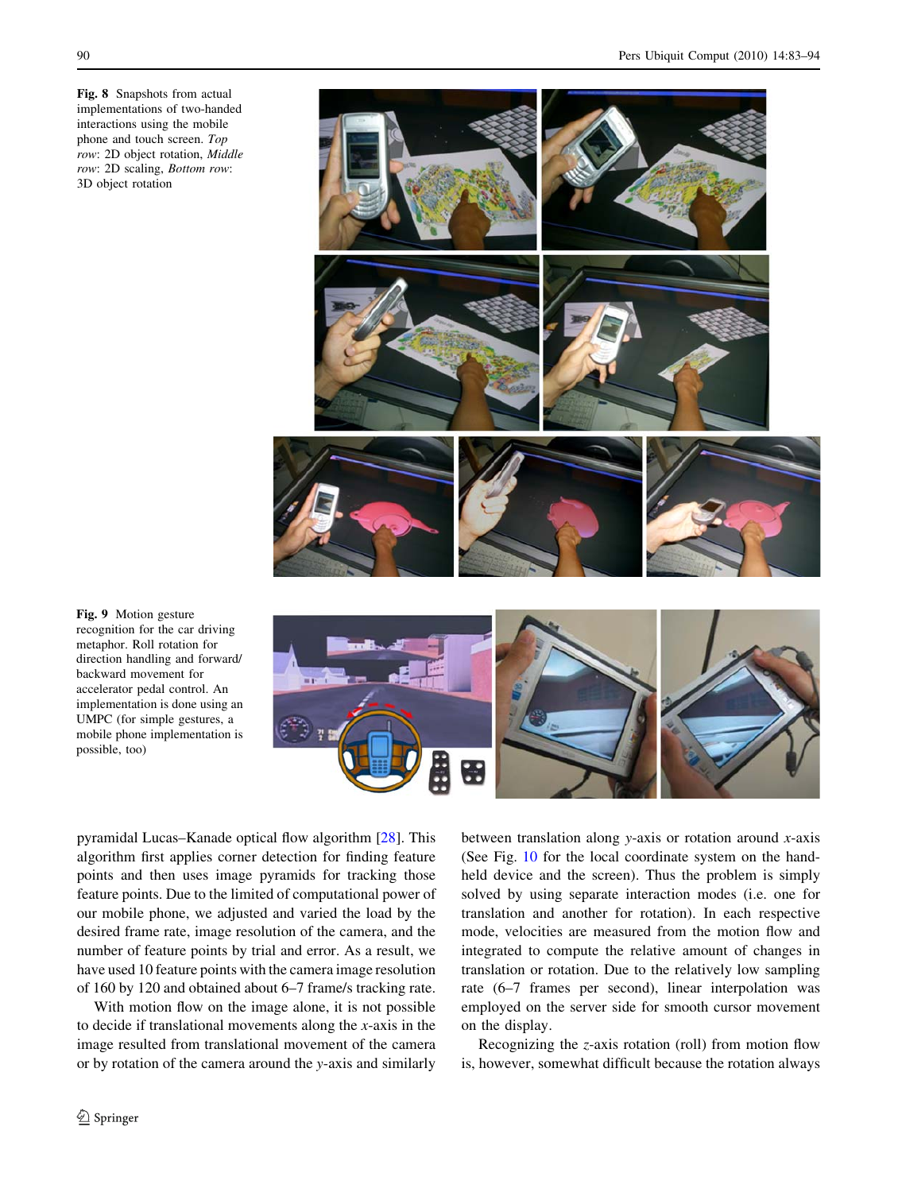**Fig. 8** Snapshots from actual implementations of two-handed interactions using the mobile phone and touch screen. *Top row*: 2D object rotation, *Middle row*: 2D scaling, *Bottom row*: 3D object rotation

**Fig. 9** Motion gesture recognition for the car driving metaphor. Roll rotation for direction handling and forward/backward movement for accelerator pedal control. An implementation is done using an UMPC (for simple gestures, a mobile phone implementation is possible, too)

pyramidal Lucas–Kanade optical flow algorithm [28]. This algorithm first applies corner detection for finding feature points and then uses image pyramids for tracking those feature points. Due to the limited of computational power of our mobile phone, we adjusted and varied the load by the desired frame rate, image resolution of the camera, and the number of feature points by trial and error. As a result, we have used 10 feature points with the camera image resolution of 160 by 120 and obtained about 6–7 frame/s tracking rate.

With motion flow on the image alone, it is not possible to decide if translational movements along the $x$-axis in the image resulted from translational movement of the camera or by rotation of the camera around the $y$-axis and similarly between translation along $y$-axis or rotation around $x$-axis (See Fig. 10 for the local coordinate system on the hand-held device and the screen). Thus the problem is simply solved by using separate interaction modes (i.e. one for translation and another for rotation). In each respective mode, velocities are measured from the motion flow and integrated to compute the relative amount of changes in translation or rotation. Due to the relatively low sampling rate (6–7 frames per second), linear interpolation was employed on the server side for smooth cursor movement on the display.

Recognizing the $z$-axis rotation (roll) from motion flow is, however, somewhat difficult because the rotation always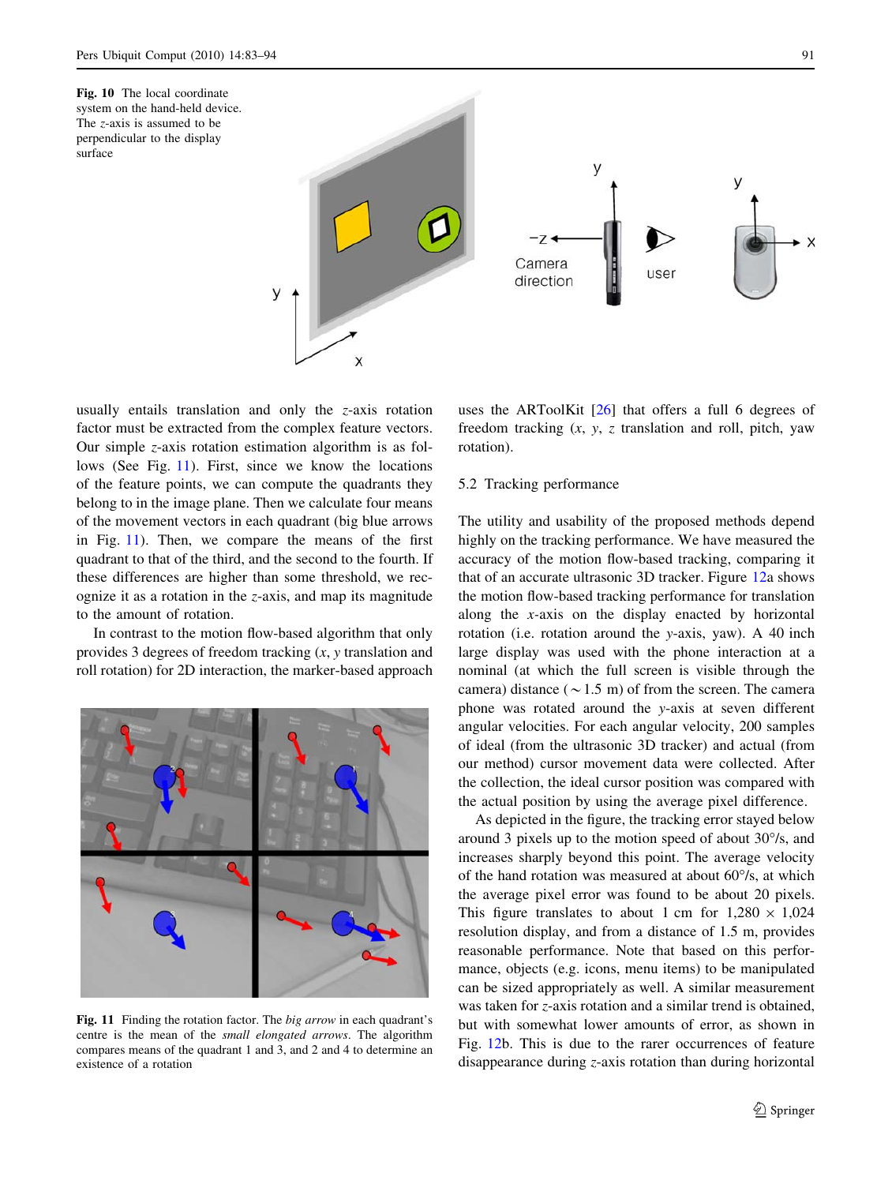Fig. 10 The local coordinate system on the hand-held device. The $z$-axis is assumed to be perpendicular to the display surface

Fig. 11 Finding the rotation factor. The *big arrow* in each quadrant's centre is the mean of the *small elongated arrows*. The algorithm compares means of the quadrant 1 and 3, and 2 and 4 to determine an existence of a rotation

usually entails translation and only the $z$-axis rotation factor must be extracted from the complex feature vectors. Our simple $z$-axis rotation estimation algorithm is as follows (See Fig. 11). First, since we know the locations of the feature points, we can compute the quadrants they belong to in the image plane. Then we calculate four means of the movement vectors in each quadrant (big blue arrows in Fig. 11). Then, we compare the means of the first quadrant to that of the third, and the second to the fourth. If these differences are higher than some threshold, we recognize it as a rotation in the $z$-axis, and map its magnitude to the amount of rotation.

In contrast to the motion flow-based algorithm that only provides 3 degrees of freedom tracking ($x$, $y$ translation and roll rotation) for 2D interaction, the marker-based approach uses the ARToolKit [26] that offers a full 6 degrees of freedom tracking ($x$, $y$, $z$ translation and roll, pitch, yaw rotation).

### 5.2 Tracking performance

The utility and usability of the proposed methods depend highly on the tracking performance. We have measured the accuracy of the motion flow-based tracking, comparing it that of an accurate ultrasonic 3D tracker. Figure 12a shows the motion flow-based tracking performance for translation along the $x$-axis on the display enacted by horizontal rotation (i.e. rotation around the $y$-axis, yaw). A 40 inch large display was used with the phone interaction at a nominal (at which the full screen is visible through the camera) distance ($\sim$1.5 m) of from the screen. The camera phone was rotated around the $y$-axis at seven different angular velocities. For each angular velocity, 200 samples of ideal (from the ultrasonic 3D tracker) and actual (from our method) cursor movement data were collected. After the collection, the ideal cursor position was compared with the actual position by using the average pixel difference.

As depicted in the figure, the tracking error stayed below around 3 pixels up to the motion speed of about 30°/s, and increases sharply beyond this point. The average velocity of the hand rotation was measured at about 60°/s, at which the average pixel error was found to be about 20 pixels. This figure translates to about 1 cm for 1,280 × 1,024 resolution display, and from a distance of 1.5 m, provides reasonable performance. Note that based on this performance, objects (e.g. icons, menu items) to be manipulated can be sized appropriately as well. A similar measurement was taken for $z$-axis rotation and a similar trend is obtained, but with somewhat lower amounts of error, as shown in Fig. 12b. This is due to the rarer occurrences of feature disappearance during $z$-axis rotation than during horizontal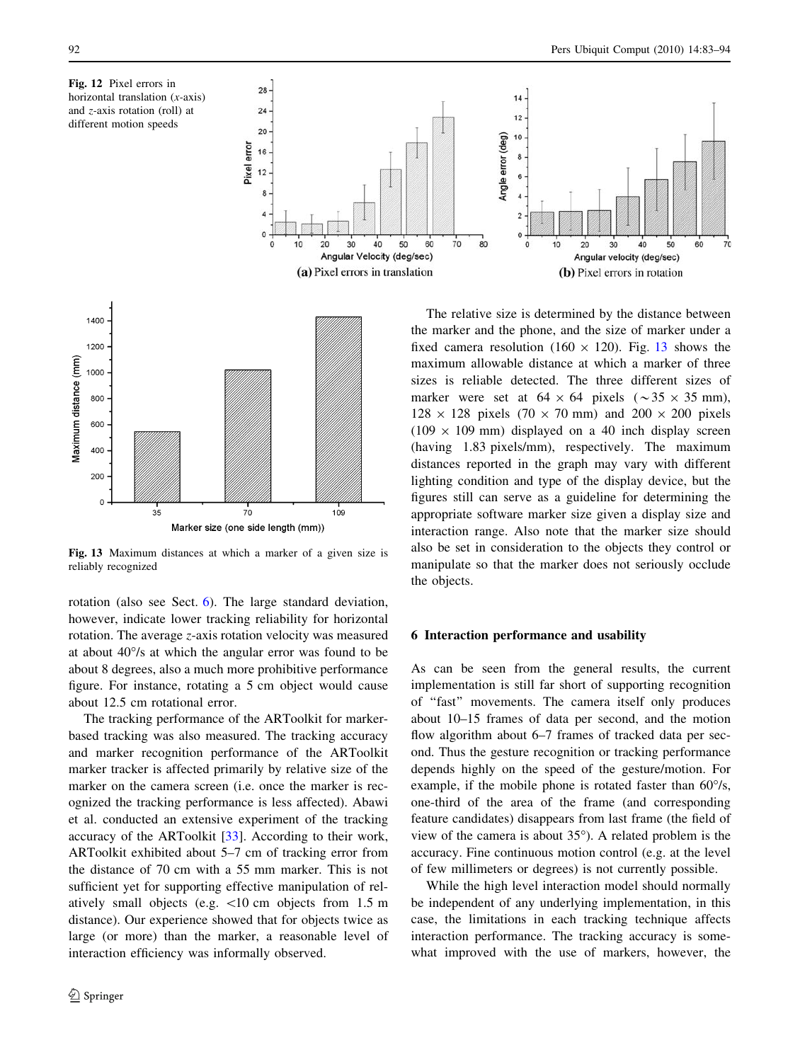**Fig. 12** Pixel errors in horizontal translation (*x*-axis) and *z*-axis rotation (roll) at different motion speeds

**(a)** Pixel errors in translation

**(b)** Pixel errors in rotation

**Fig. 13** Maximum distances at which a marker of a given size is reliably recognized

rotation (also see Sect. 6). The large standard deviation, however, indicate lower tracking reliability for horizontal rotation. The average *z*-axis rotation velocity was measured at about 40°/s at which the angular error was found to be about 8 degrees, also a much more prohibitive performance figure. For instance, rotating a 5 cm object would cause about 12.5 cm rotational error.

The tracking performance of the ARToolkit for marker-based tracking was also measured. The tracking accuracy and marker recognition performance of the ARToolkit marker tracker is affected primarily by relative size of the marker on the camera screen (i.e. once the marker is recognized the tracking performance is less affected). Abawi et al. conducted an extensive experiment of the tracking accuracy of the ARToolkit [33]. According to their work, ARToolkit exhibited about 5–7 cm of tracking error from the distance of 70 cm with a 55 mm marker. This is not sufficient yet for supporting effective manipulation of relatively small objects (e.g. <10 cm objects from 1.5 m distance). Our experience showed that for objects twice as large (or more) than the marker, a reasonable level of interaction efficiency was informally observed.

The relative size is determined by the distance between the marker and the phone, and the size of marker under a fixed camera resolution ($160 \times 120$). Fig. 13 shows the maximum allowable distance at which a marker of three sizes is reliable detected. The three different sizes of marker were set at $64 \times 64$ pixels ($\sim 35 \times 35$ mm), $128 \times 128$ pixels ($70 \times 70$ mm) and $200 \times 200$ pixels ($109 \times 109$ mm) displayed on a 40 inch display screen (having 1.83 pixels/mm), respectively. The maximum distances reported in the graph may vary with different lighting condition and type of the display device, but the figures still can serve as a guideline for determining the appropriate software marker size given a display size and interaction range. Also note that the marker size should also be set in consideration to the objects they control or manipulate so that the marker does not seriously occlude the objects.

## 6 Interaction performance and usability

As can be seen from the general results, the current implementation is still far short of supporting recognition of "fast" movements. The camera itself only produces about 10–15 frames of data per second, and the motion flow algorithm about 6–7 frames of tracked data per second. Thus the gesture recognition or tracking performance depends highly on the speed of the gesture/motion. For example, if the mobile phone is rotated faster than 60°/s, one-third of the area of the frame (and corresponding feature candidates) disappears from last frame (the field of view of the camera is about 35°). A related problem is the accuracy. Fine continuous motion control (e.g. at the level of few millimeters or degrees) is not currently possible.

While the high level interaction model should normally be independent of any underlying implementation, in this case, the limitations in each tracking technique affects interaction performance. The tracking accuracy is somewhat improved with the use of markers, however, the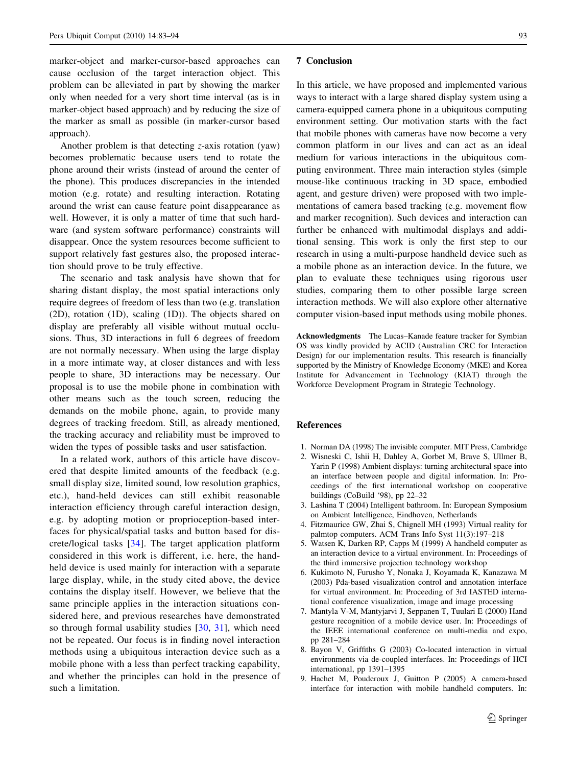marker-object and marker-cursor-based approaches can cause occlusion of the target interaction object. This problem can be alleviated in part by showing the marker only when needed for a very short time interval (as is in marker-object based approach) and by reducing the size of the marker as small as possible (in marker-cursor based approach).

Another problem is that detecting $z$-axis rotation (yaw) becomes problematic because users tend to rotate the phone around their wrists (instead of around the center of the phone). This produces discrepancies in the intended motion (e.g. rotate) and resulting interaction. Rotating around the wrist can cause feature point disappearance as well. However, it is only a matter of time that such hardware (and system software performance) constraints will disappear. Once the system resources become sufficient to support relatively fast gestures also, the proposed interaction should prove to be truly effective.

The scenario and task analysis have shown that for sharing distant display, the most spatial interactions only require degrees of freedom of less than two (e.g. translation (2D), rotation (1D), scaling (1D)). The objects shared on display are preferably all visible without mutual occlusions. Thus, 3D interactions in full 6 degrees of freedom are not normally necessary. When using the large display in a more intimate way, at closer distances and with less people to share, 3D interactions may be necessary. Our proposal is to use the mobile phone in combination with other means such as the touch screen, reducing the demands on the mobile phone, again, to provide many degrees of tracking freedom. Still, as already mentioned, the tracking accuracy and reliability must be improved to widen the types of possible tasks and user satisfaction.

In a related work, authors of this article have discovered that despite limited amounts of the feedback (e.g. small display size, limited sound, low resolution graphics, etc.), hand-held devices can still exhibit reasonable interaction efficiency through careful interaction design, e.g. by adopting motion or proprioception-based interfaces for physical/spatial tasks and button based for discrete/logical tasks [34]. The target application platform considered in this work is different, i.e. here, the handheld device is used mainly for interaction with a separate large display, while, in the study cited above, the device contains the display itself. However, we believe that the same principle applies in the interaction situations considered here, and previous researches have demonstrated so through formal usability studies [30, 31], which need not be repeated. Our focus is in finding novel interaction methods using a ubiquitous interaction device such as a mobile phone with a less than perfect tracking capability, and whether the principles can hold in the presence of such a limitation.

## 7 Conclusion

In this article, we have proposed and implemented various ways to interact with a large shared display system using a camera-equipped camera phone in a ubiquitous computing environment setting. Our motivation starts with the fact that mobile phones with cameras have now become a very common platform in our lives and can act as an ideal medium for various interactions in the ubiquitous computing environment. Three main interaction styles (simple mouse-like continuous tracking in 3D space, embodied agent, and gesture driven) were proposed with two implementations of camera based tracking (e.g. movement flow and marker recognition). Such devices and interaction can further be enhanced with multimodal displays and additional sensing. This work is only the first step to our research in using a multi-purpose handheld device such as a mobile phone as an interaction device. In the future, we plan to evaluate these techniques using rigorous user studies, comparing them to other possible large screen interaction methods. We will also explore other alternative computer vision-based input methods using mobile phones.

**Acknowledgments** The Lucas–Kanade feature tracker for Symbian OS was kindly provided by ACID (Australian CRC for Interaction Design) for our implementation results. This research is financially supported by the Ministry of Knowledge Economy (MKE) and Korea Institute for Advancement in Technology (KIAT) through the Workforce Development Program in Strategic Technology.

## References

1. Norman DA (1998) The invisible computer. MIT Press, Cambridge
2. Wisneski C, Ishii H, Dahley A, Gorbet M, Brave S, Ullmer B, Yarin P (1998) Ambient displays: turning architectural space into an interface between people and digital information. In: Proceedings of the first international workshop on cooperative buildings (CoBuild '98), pp 22–32
3. Lashina T (2004) Intelligent bathroom. In: European Symposium on Ambient Intelligence, Eindhoven, Netherlands
4. Fitzmaurice GW, Zhai S, Chignell MH (1993) Virtual reality for palmtop computers. ACM Trans Info Syst 11(3):197–218
5. Watsen K, Darken RP, Capps M (1999) A handheld computer as an interaction device to a virtual environment. In: Proceedings of the third immersive projection technology workshop
6. Kukimoto N, Furusho Y, Nonaka J, Koyamada K, Kanazawa M (2003) Pda-based visualization control and annotation interface for virtual environment. In: Proceeding of 3rd IASTED international conference visualization, image and image processing
7. Mantyla V-M, Mantyjarvi J, Seppanen T, Tuulari E (2000) Hand gesture recognition of a mobile device user. In: Proceedings of the IEEE international conference on multi-media and expo, pp 281–284
8. Bayon V, Griffiths G (2003) Co-located interaction in virtual environments via de-coupled interfaces. In: Proceedings of HCI international, pp 1391–1395
9. Hachet M, Pouderoux J, Guitton P (2005) A camera-based interface for interaction with mobile handheld computers. In: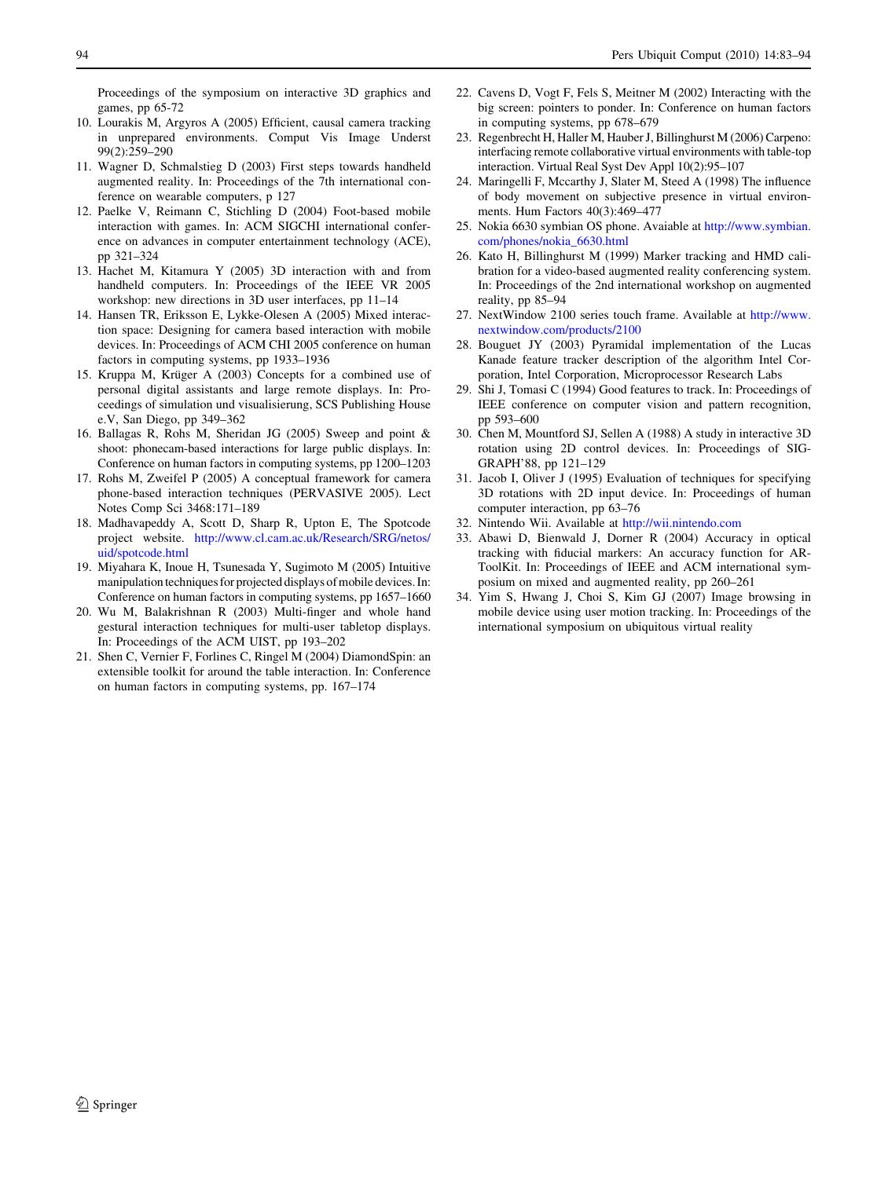Proceedings of the symposium on interactive 3D graphics and games, pp 65-72

10. Lourakis M, Argyros A (2005) Efficient, causal camera tracking in unprepared environments. Comput Vis Image Underst 99(2):259–290
11. Wagner D, Schmalstieg D (2003) First steps towards handheld augmented reality. In: Proceedings of the 7th international conference on wearable computers, p 127
12. Paelke V, Reimann C, Stichling D (2004) Foot-based mobile interaction with games. In: ACM SIGCHI international conference on advances in computer entertainment technology (ACE), pp 321–324
13. Hachet M, Kitamura Y (2005) 3D interaction with and from handheld computers. In: Proceedings of the IEEE VR 2005 workshop: new directions in 3D user interfaces, pp 11–14
14. Hansen TR, Eriksson E, Lykke-Olesen A (2005) Mixed interaction space: Designing for camera based interaction with mobile devices. In: Proceedings of ACM CHI 2005 conference on human factors in computing systems, pp 1933–1936
15. Kruppa M, Krüger A (2003) Concepts for a combined use of personal digital assistants and large remote displays. In: Proceedings of simulation und visualisierung, SCS Publishing House e.V, San Diego, pp 349–362
16. Ballagas R, Rohs M, Sheridan JG (2005) Sweep and point & shoot: phonecam-based interactions for large public displays. In: Conference on human factors in computing systems, pp 1200–1203
17. Rohs M, Zweifel P (2005) A conceptual framework for camera phone-based interaction techniques (PERVASIVE 2005). Lect Notes Comp Sci 3468:171–189
18. Madhavapeddy A, Scott D, Sharp R, Upton E, The Spotcode project website. http://www.cl.cam.ac.uk/Research/SRG/netos/uid/spotcode.html
19. Miyahara K, Inoue H, Tsunesada Y, Sugimoto M (2005) Intuitive manipulation techniques for projected displays of mobile devices. In: Conference on human factors in computing systems, pp 1657–1660
20. Wu M, Balakrishnan R (2003) Multi-finger and whole hand gestural interaction techniques for multi-user tabletop displays. In: Proceedings of the ACM UIST, pp 193–202
21. Shen C, Vernier F, Forlines C, Ringel M (2004) DiamondSpin: an extensible toolkit for around the table interaction. In: Conference on human factors in computing systems, pp. 167–174
22. Cavens D, Vogt F, Fels S, Meitner M (2002) Interacting with the big screen: pointers to ponder. In: Conference on human factors in computing systems, pp 678–679
23. Regenbrecht H, Haller M, Hauber J, Billinghurst M (2006) Carpeno: interfacing remote collaborative virtual environments with table-top interaction. Virtual Real Syst Dev Appl 10(2):95–107
24. Maringelli F, Mccarthy J, Slater M, Steed A (1998) The influence of body movement on subjective presence in virtual environments. Hum Factors 40(3):469–477
25. Nokia 6630 symbian OS phone. Avaiable at http://www.symbian.com/phones/nokia_6630.html
26. Kato H, Billinghurst M (1999) Marker tracking and HMD calibration for a video-based augmented reality conferencing system. In: Proceedings of the 2nd international workshop on augmented reality, pp 85–94
27. NextWindow 2100 series touch frame. Available at http://www.nextwindow.com/products/2100
28. Bouguet JY (2003) Pyramidal implementation of the Lucas Kanade feature tracker description of the algorithm Intel Corporation, Intel Corporation, Microprocessor Research Labs
29. Shi J, Tomasi C (1994) Good features to track. In: Proceedings of IEEE conference on computer vision and pattern recognition, pp 593–600
30. Chen M, Mountford SJ, Sellen A (1988) A study in interactive 3D rotation using 2D control devices. In: Proceedings of SIGGRAPH'88, pp 121–129
31. Jacob I, Oliver J (1995) Evaluation of techniques for specifying 3D rotations with 2D input device. In: Proceedings of human computer interaction, pp 63–76
32. Nintendo Wii. Available at http://wii.nintendo.com
33. Abawi D, Bienwald J, Dorner R (2004) Accuracy in optical tracking with fiducial markers: An accuracy function for ARToolKit. In: Proceedings of IEEE and ACM international symposium on mixed and augmented reality, pp 260–261
34. Yim S, Hwang J, Choi S, Kim GJ (2007) Image browsing in mobile device using user motion tracking. In: Proceedings of the international symposium on ubiquitous virtual reality